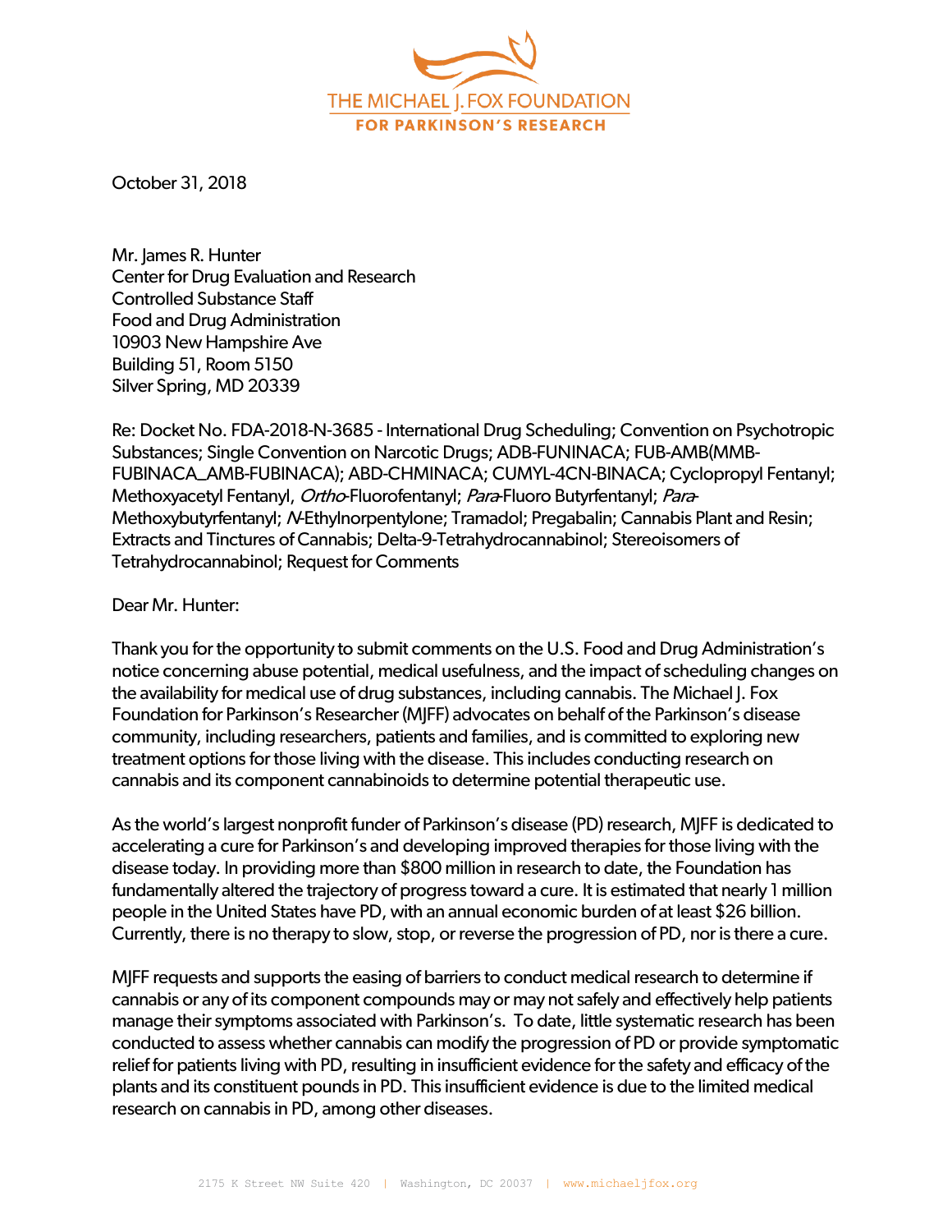THE MICHAEL J. FOX FOUNDATION
FOR PARKINSON'S RESEARCH

October 31, 2018

Mr. James R. Hunter
Center for Drug Evaluation and Research
Controlled Substance Staff
Food and Drug Administration
10903 New Hampshire Ave
Building 51, Room 5150
Silver Spring, MD 20339

Re: Docket No. FDA-2018-N-3685 - International Drug Scheduling; Convention on Psychotropic Substances; Single Convention on Narcotic Drugs; ADB-FUNINACA; FUB-AMB(MMB-FUBINACA_AMB-FUBINACA); ABD-CHMINACA; CUMYL-4CN-BINACA; Cyclopropyl Fentanyl; Methoxyacetyl Fentanyl, *Ortho*-Fluorofentanyl; *Para*-Fluoro Butyrfentanyl; *Para*-Methoxybutyrfentanyl; *N*-Ethylnorpentylone; Tramadol; Pregabalin; Cannabis Plant and Resin; Extracts and Tinctures of Cannabis; Delta-9-Tetrahydrocannabinol; Stereoisomers of Tetrahydrocannabinol; Request for Comments

Dear Mr. Hunter:

Thank you for the opportunity to submit comments on the U.S. Food and Drug Administration's notice concerning abuse potential, medical usefulness, and the impact of scheduling changes on the availability for medical use of drug substances, including cannabis. The Michael J. Fox Foundation for Parkinson's Researcher (MJFF) advocates on behalf of the Parkinson's disease community, including researchers, patients and families, and is committed to exploring new treatment options for those living with the disease. This includes conducting research on cannabis and its component cannabinoids to determine potential therapeutic use.

As the world's largest nonprofit funder of Parkinson's disease (PD) research, MJFF is dedicated to accelerating a cure for Parkinson's and developing improved therapies for those living with the disease today. In providing more than $800 million in research to date, the Foundation has fundamentally altered the trajectory of progress toward a cure. It is estimated that nearly 1 million people in the United States have PD, with an annual economic burden of at least $26 billion. Currently, there is no therapy to slow, stop, or reverse the progression of PD, nor is there a cure.

MJFF requests and supports the easing of barriers to conduct medical research to determine if cannabis or any of its component compounds may or may not safely and effectively help patients manage their symptoms associated with Parkinson's. To date, little systematic research has been conducted to assess whether cannabis can modify the progression of PD or provide symptomatic relief for patients living with PD, resulting in insufficient evidence for the safety and efficacy of the plants and its constituent pounds in PD. This insufficient evidence is due to the limited medical research on cannabis in PD, among other diseases.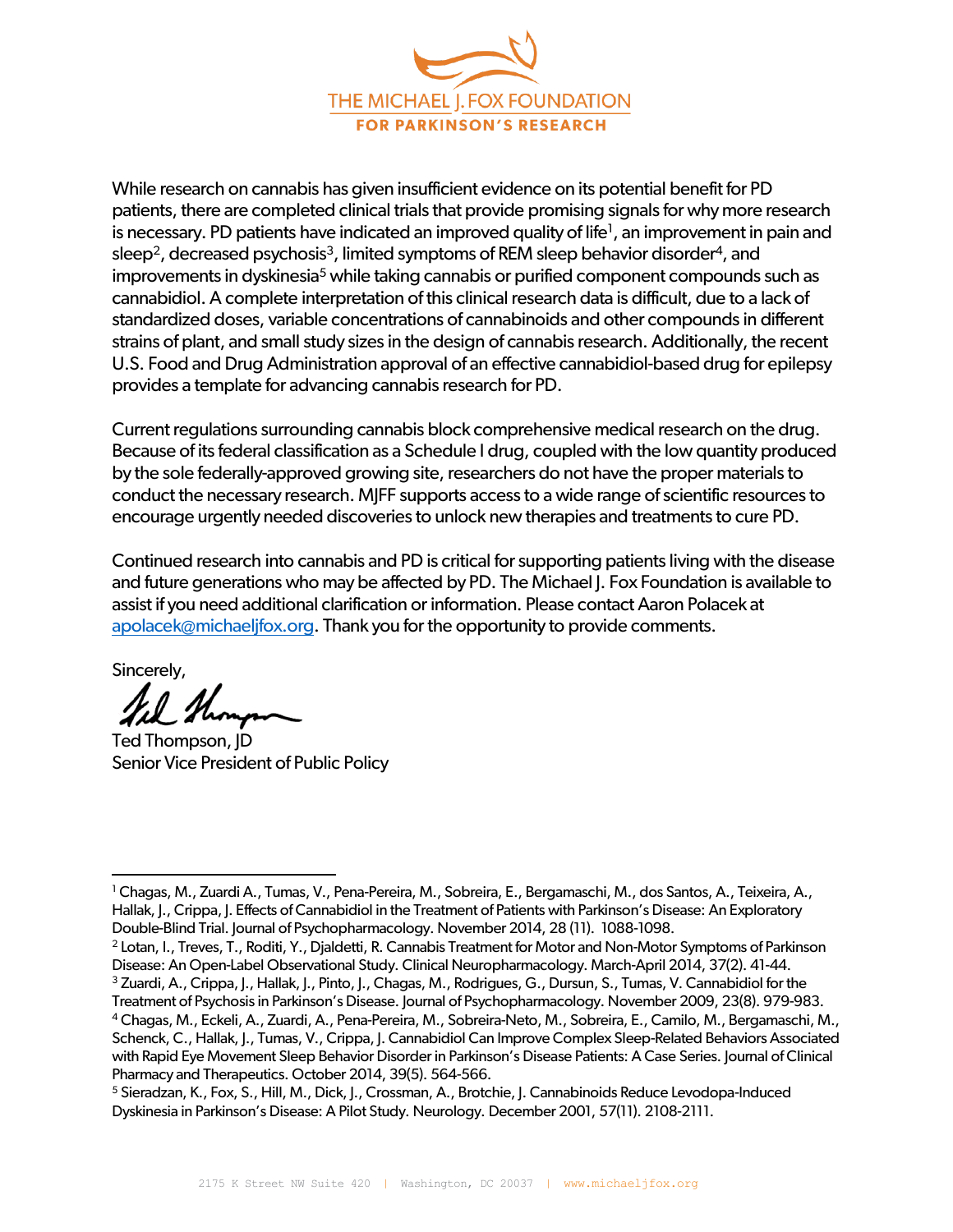THE MICHAEL J. FOX FOUNDATION
FOR PARKINSON'S RESEARCH

While research on cannabis has given insufficient evidence on its potential benefit for PD patients, there are completed clinical trials that provide promising signals for why more research is necessary. PD patients have indicated an improved quality of life[1], an improvement in pain and sleep[2], decreased psychosis[3], limited symptoms of REM sleep behavior disorder[4], and improvements in dyskinesia[5] while taking cannabis or purified component compounds such as cannabidiol. A complete interpretation of this clinical research data is difficult, due to a lack of standardized doses, variable concentrations of cannabinoids and other compounds in different strains of plant, and small study sizes in the design of cannabis research. Additionally, the recent U.S. Food and Drug Administration approval of an effective cannabidiol-based drug for epilepsy provides a template for advancing cannabis research for PD.

Current regulations surrounding cannabis block comprehensive medical research on the drug. Because of its federal classification as a Schedule I drug, coupled with the low quantity produced by the sole federally-approved growing site, researchers do not have the proper materials to conduct the necessary research. MJFF supports access to a wide range of scientific resources to encourage urgently needed discoveries to unlock new therapies and treatments to cure PD.

Continued research into cannabis and PD is critical for supporting patients living with the disease and future generations who may be affected by PD. The Michael J. Fox Foundation is available to assist if you need additional clarification or information. Please contact Aaron Polacek at apolacek@michaeljfox.org. Thank you for the opportunity to provide comments.

Sincerely,

Ted Thompson, JD
Senior Vice President of Public Policy

---

[1] Chagas, M., Zuardi A., Tumas, V., Pena-Pereira, M., Sobreira, E., Bergamaschi, M., dos Santos, A., Teixeira, A., Hallak, J., Crippa, J. Effects of Cannabidiol in the Treatment of Patients with Parkinson's Disease: An Exploratory Double-Blind Trial. Journal of Psychopharmacology. November 2014, 28 (11). 1088-1098.

[2] Lotan, I., Treves, T., Roditi, Y., Djaldetti, R. Cannabis Treatment for Motor and Non-Motor Symptoms of Parkinson Disease: An Open-Label Observational Study. Clinical Neuropharmacology. March-April 2014, 37(2). 41-44.

[3] Zuardi, A., Crippa, J., Hallak, J., Pinto, J., Chagas, M., Rodrigues, G., Dursun, S., Tumas, V. Cannabidiol for the Treatment of Psychosis in Parkinson's Disease. Journal of Psychopharmacology. November 2009, 23(8). 979-983.

[4] Chagas, M., Eckeli, A., Zuardi, A., Pena-Pereira, M., Sobreira-Neto, M., Sobreira, E., Camilo, M., Bergamaschi, M., Schenck, C., Hallak, J., Tumas, V., Crippa, J. Cannabidiol Can Improve Complex Sleep-Related Behaviors Associated with Rapid Eye Movement Sleep Behavior Disorder in Parkinson's Disease Patients: A Case Series. Journal of Clinical Pharmacy and Therapeutics. October 2014, 39(5). 564-566.

[5] Sieradzan, K., Fox, S., Hill, M., Dick, J., Crossman, A., Brotchie, J. Cannabinoids Reduce Levodopa-Induced Dyskinesia in Parkinson's Disease: A Pilot Study. Neurology. December 2001, 57(11). 2108-2111.

2175 K Street NW Suite 420 | Washington, DC 20037 | www.michaeljfox.org